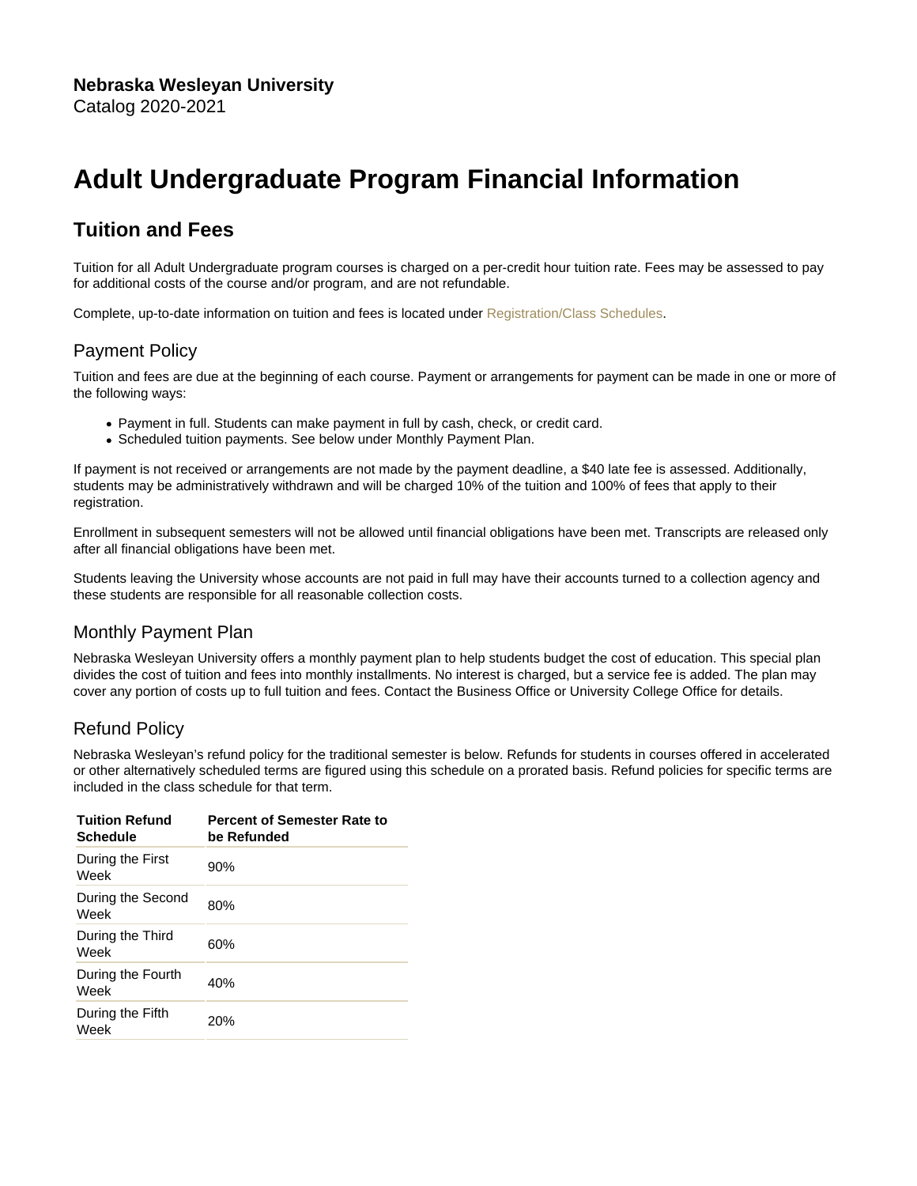**Nebraska Wesleyan University**
Catalog 2020-2021

# Adult Undergraduate Program Financial Information

## Tuition and Fees

Tuition for all Adult Undergraduate program courses is charged on a per-credit hour tuition rate. Fees may be assessed to pay for additional costs of the course and/or program, and are not refundable.

Complete, up-to-date information on tuition and fees is located under Registration/Class Schedules.

### Payment Policy

Tuition and fees are due at the beginning of each course. Payment or arrangements for payment can be made in one or more of the following ways:

- Payment in full. Students can make payment in full by cash, check, or credit card.
- Scheduled tuition payments. See below under Monthly Payment Plan.

If payment is not received or arrangements are not made by the payment deadline, a $40 late fee is assessed. Additionally, students may be administratively withdrawn and will be charged 10% of the tuition and 100% of fees that apply to their registration.

Enrollment in subsequent semesters will not be allowed until financial obligations have been met. Transcripts are released only after all financial obligations have been met.

Students leaving the University whose accounts are not paid in full may have their accounts turned to a collection agency and these students are responsible for all reasonable collection costs.

### Monthly Payment Plan

Nebraska Wesleyan University offers a monthly payment plan to help students budget the cost of education. This special plan divides the cost of tuition and fees into monthly installments. No interest is charged, but a service fee is added. The plan may cover any portion of costs up to full tuition and fees. Contact the Business Office or University College Office for details.

### Refund Policy

Nebraska Wesleyan's refund policy for the traditional semester is below. Refunds for students in courses offered in accelerated or other alternatively scheduled terms are figured using this schedule on a prorated basis. Refund policies for specific terms are included in the class schedule for that term.

| Tuition Refund Schedule | Percent of Semester Rate to be Refunded |
| --- | --- |
| During the First Week | 90% |
| During the Second Week | 80% |
| During the Third Week | 60% |
| During the Fourth Week | 40% |
| During the Fifth Week | 20% |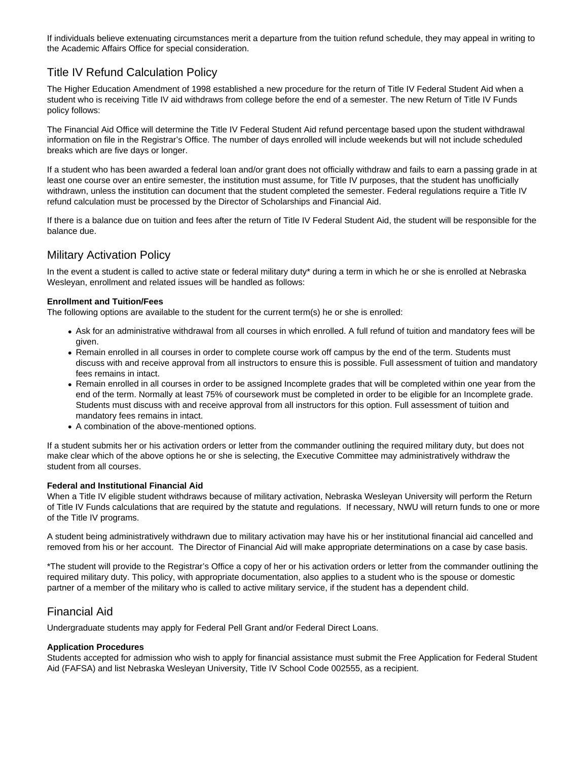If individuals believe extenuating circumstances merit a departure from the tuition refund schedule, they may appeal in writing to the Academic Affairs Office for special consideration.

## Title IV Refund Calculation Policy

The Higher Education Amendment of 1998 established a new procedure for the return of Title IV Federal Student Aid when a student who is receiving Title IV aid withdraws from college before the end of a semester. The new Return of Title IV Funds policy follows:

The Financial Aid Office will determine the Title IV Federal Student Aid refund percentage based upon the student withdrawal information on file in the Registrar's Office. The number of days enrolled will include weekends but will not include scheduled breaks which are five days or longer.

If a student who has been awarded a federal loan and/or grant does not officially withdraw and fails to earn a passing grade in at least one course over an entire semester, the institution must assume, for Title IV purposes, that the student has unofficially withdrawn, unless the institution can document that the student completed the semester. Federal regulations require a Title IV refund calculation must be processed by the Director of Scholarships and Financial Aid.

If there is a balance due on tuition and fees after the return of Title IV Federal Student Aid, the student will be responsible for the balance due.

## Military Activation Policy

In the event a student is called to active state or federal military duty* during a term in which he or she is enrolled at Nebraska Wesleyan, enrollment and related issues will be handled as follows:

**Enrollment and Tuition/Fees**
The following options are available to the student for the current term(s) he or she is enrolled:

- Ask for an administrative withdrawal from all courses in which enrolled. A full refund of tuition and mandatory fees will be given.
- Remain enrolled in all courses in order to complete course work off campus by the end of the term. Students must discuss with and receive approval from all instructors to ensure this is possible. Full assessment of tuition and mandatory fees remains in intact.
- Remain enrolled in all courses in order to be assigned Incomplete grades that will be completed within one year from the end of the term. Normally at least 75% of coursework must be completed in order to be eligible for an Incomplete grade. Students must discuss with and receive approval from all instructors for this option. Full assessment of tuition and mandatory fees remains in intact.
- A combination of the above-mentioned options.

If a student submits her or his activation orders or letter from the commander outlining the required military duty, but does not make clear which of the above options he or she is selecting, the Executive Committee may administratively withdraw the student from all courses.

**Federal and Institutional Financial Aid**
When a Title IV eligible student withdraws because of military activation, Nebraska Wesleyan University will perform the Return of Title IV Funds calculations that are required by the statute and regulations. If necessary, NWU will return funds to one or more of the Title IV programs.

A student being administratively withdrawn due to military activation may have his or her institutional financial aid cancelled and removed from his or her account. The Director of Financial Aid will make appropriate determinations on a case by case basis.

*The student will provide to the Registrar's Office a copy of her or his activation orders or letter from the commander outlining the required military duty. This policy, with appropriate documentation, also applies to a student who is the spouse or domestic partner of a member of the military who is called to active military service, if the student has a dependent child.

## Financial Aid

Undergraduate students may apply for Federal Pell Grant and/or Federal Direct Loans.

**Application Procedures**
Students accepted for admission who wish to apply for financial assistance must submit the Free Application for Federal Student Aid (FAFSA) and list Nebraska Wesleyan University, Title IV School Code 002555, as a recipient.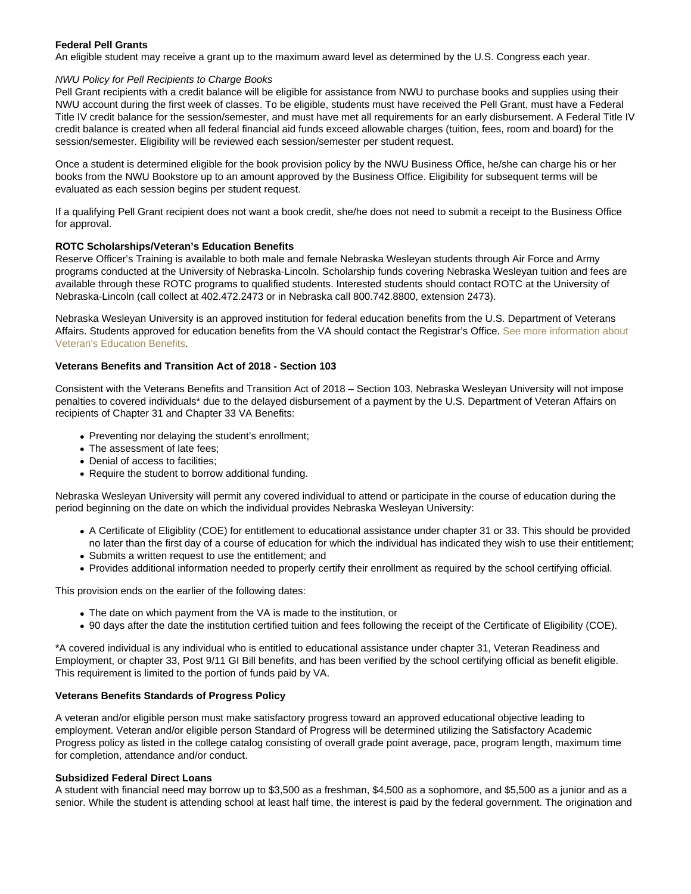**Federal Pell Grants**

An eligible student may receive a grant up to the maximum award level as determined by the U.S. Congress each year.

*NWU Policy for Pell Recipients to Charge Books*

Pell Grant recipients with a credit balance will be eligible for assistance from NWU to purchase books and supplies using their NWU account during the first week of classes. To be eligible, students must have received the Pell Grant, must have a Federal Title IV credit balance for the session/semester, and must have met all requirements for an early disbursement. A Federal Title IV credit balance is created when all federal financial aid funds exceed allowable charges (tuition, fees, room and board) for the session/semester. Eligibility will be reviewed each session/semester per student request.

Once a student is determined eligible for the book provision policy by the NWU Business Office, he/she can charge his or her books from the NWU Bookstore up to an amount approved by the Business Office. Eligibility for subsequent terms will be evaluated as each session begins per student request.

If a qualifying Pell Grant recipient does not want a book credit, she/he does not need to submit a receipt to the Business Office for approval.

**ROTC Scholarships/Veteran's Education Benefits**

Reserve Officer's Training is available to both male and female Nebraska Wesleyan students through Air Force and Army programs conducted at the University of Nebraska-Lincoln. Scholarship funds covering Nebraska Wesleyan tuition and fees are available through these ROTC programs to qualified students. Interested students should contact ROTC at the University of Nebraska-Lincoln (call collect at 402.472.2473 or in Nebraska call 800.742.8800, extension 2473).

Nebraska Wesleyan University is an approved institution for federal education benefits from the U.S. Department of Veterans Affairs. Students approved for education benefits from the VA should contact the Registrar's Office. See more information about Veteran's Education Benefits.

**Veterans Benefits and Transition Act of 2018 - Section 103**

Consistent with the Veterans Benefits and Transition Act of 2018 – Section 103, Nebraska Wesleyan University will not impose penalties to covered individuals* due to the delayed disbursement of a payment by the U.S. Department of Veteran Affairs on recipients of Chapter 31 and Chapter 33 VA Benefits:

- Preventing nor delaying the student's enrollment;
- The assessment of late fees;
- Denial of access to facilities;
- Require the student to borrow additional funding.

Nebraska Wesleyan University will permit any covered individual to attend or participate in the course of education during the period beginning on the date on which the individual provides Nebraska Wesleyan University:

- A Certificate of Eligiblity (COE) for entitlement to educational assistance under chapter 31 or 33. This should be provided no later than the first day of a course of education for which the individual has indicated they wish to use their entitlement;
- Submits a written request to use the entitlement; and
- Provides additional information needed to properly certify their enrollment as required by the school certifying official.

This provision ends on the earlier of the following dates:

- The date on which payment from the VA is made to the institution, or
- 90 days after the date the institution certified tuition and fees following the receipt of the Certificate of Eligibility (COE).

*A covered individual is any individual who is entitled to educational assistance under chapter 31, Veteran Readiness and Employment, or chapter 33, Post 9/11 GI Bill benefits, and has been verified by the school certifying official as benefit eligible. This requirement is limited to the portion of funds paid by VA.

**Veterans Benefits Standards of Progress Policy**

A veteran and/or eligible person must make satisfactory progress toward an approved educational objective leading to employment. Veteran and/or eligible person Standard of Progress will be determined utilizing the Satisfactory Academic Progress policy as listed in the college catalog consisting of overall grade point average, pace, program length, maximum time for completion, attendance and/or conduct.

**Subsidized Federal Direct Loans**

A student with financial need may borrow up to $3,500 as a freshman, $4,500 as a sophomore, and $5,500 as a junior and as a senior. While the student is attending school at least half time, the interest is paid by the federal government. The origination and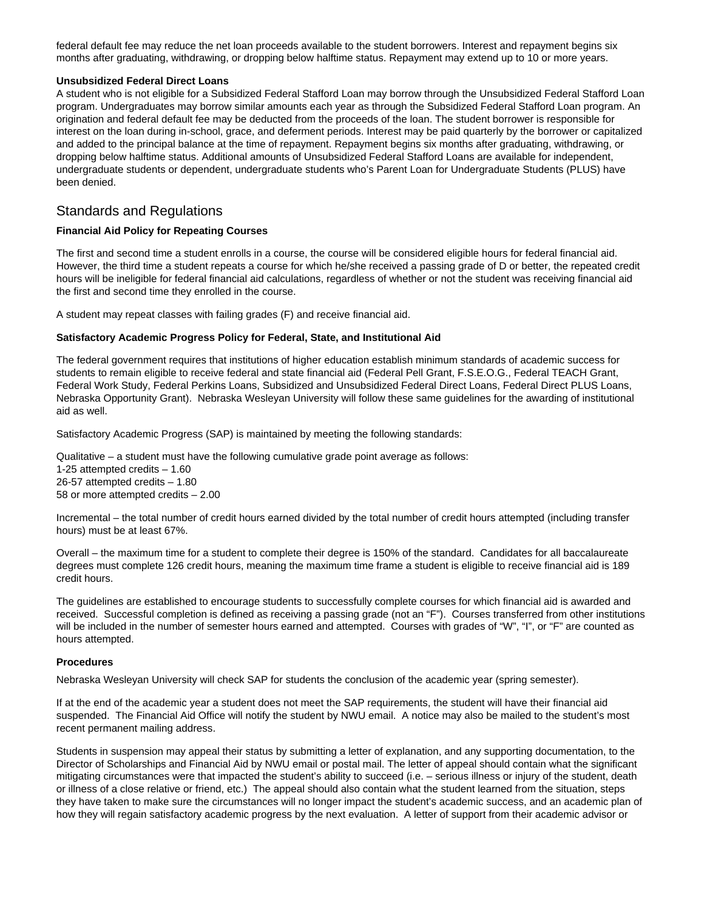federal default fee may reduce the net loan proceeds available to the student borrowers. Interest and repayment begins six months after graduating, withdrawing, or dropping below halftime status. Repayment may extend up to 10 or more years.

**Unsubsidized Federal Direct Loans**

A student who is not eligible for a Subsidized Federal Stafford Loan may borrow through the Unsubsidized Federal Stafford Loan program. Undergraduates may borrow similar amounts each year as through the Subsidized Federal Stafford Loan program. An origination and federal default fee may be deducted from the proceeds of the loan. The student borrower is responsible for interest on the loan during in-school, grace, and deferment periods. Interest may be paid quarterly by the borrower or capitalized and added to the principal balance at the time of repayment. Repayment begins six months after graduating, withdrawing, or dropping below halftime status. Additional amounts of Unsubsidized Federal Stafford Loans are available for independent, undergraduate students or dependent, undergraduate students who's Parent Loan for Undergraduate Students (PLUS) have been denied.

## Standards and Regulations

**Financial Aid Policy for Repeating Courses**

The first and second time a student enrolls in a course, the course will be considered eligible hours for federal financial aid. However, the third time a student repeats a course for which he/she received a passing grade of D or better, the repeated credit hours will be ineligible for federal financial aid calculations, regardless of whether or not the student was receiving financial aid the first and second time they enrolled in the course.

A student may repeat classes with failing grades (F) and receive financial aid.

**Satisfactory Academic Progress Policy for Federal, State, and Institutional Aid**

The federal government requires that institutions of higher education establish minimum standards of academic success for students to remain eligible to receive federal and state financial aid (Federal Pell Grant, F.S.E.O.G., Federal TEACH Grant, Federal Work Study, Federal Perkins Loans, Subsidized and Unsubsidized Federal Direct Loans, Federal Direct PLUS Loans, Nebraska Opportunity Grant). Nebraska Wesleyan University will follow these same guidelines for the awarding of institutional aid as well.

Satisfactory Academic Progress (SAP) is maintained by meeting the following standards:

Qualitative – a student must have the following cumulative grade point average as follows:
1-25 attempted credits – 1.60
26-57 attempted credits – 1.80
58 or more attempted credits – 2.00

Incremental – the total number of credit hours earned divided by the total number of credit hours attempted (including transfer hours) must be at least 67%.

Overall – the maximum time for a student to complete their degree is 150% of the standard. Candidates for all baccalaureate degrees must complete 126 credit hours, meaning the maximum time frame a student is eligible to receive financial aid is 189 credit hours.

The guidelines are established to encourage students to successfully complete courses for which financial aid is awarded and received. Successful completion is defined as receiving a passing grade (not an "F"). Courses transferred from other institutions will be included in the number of semester hours earned and attempted. Courses with grades of "W", "I", or "F" are counted as hours attempted.

**Procedures**

Nebraska Wesleyan University will check SAP for students the conclusion of the academic year (spring semester).

If at the end of the academic year a student does not meet the SAP requirements, the student will have their financial aid suspended. The Financial Aid Office will notify the student by NWU email. A notice may also be mailed to the student's most recent permanent mailing address.

Students in suspension may appeal their status by submitting a letter of explanation, and any supporting documentation, to the Director of Scholarships and Financial Aid by NWU email or postal mail. The letter of appeal should contain what the significant mitigating circumstances were that impacted the student's ability to succeed (i.e. – serious illness or injury of the student, death or illness of a close relative or friend, etc.) The appeal should also contain what the student learned from the situation, steps they have taken to make sure the circumstances will no longer impact the student's academic success, and an academic plan of how they will regain satisfactory academic progress by the next evaluation. A letter of support from their academic advisor or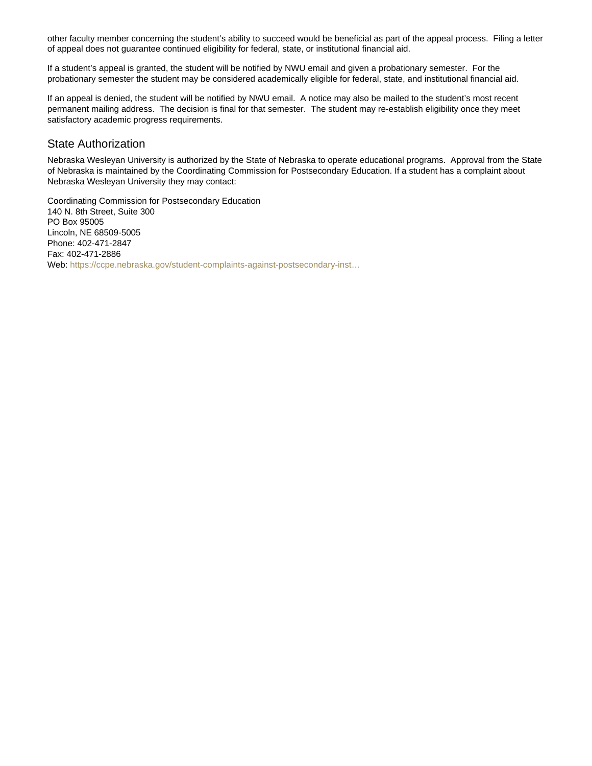other faculty member concerning the student's ability to succeed would be beneficial as part of the appeal process. Filing a letter of appeal does not guarantee continued eligibility for federal, state, or institutional financial aid.

If a student's appeal is granted, the student will be notified by NWU email and given a probationary semester. For the probationary semester the student may be considered academically eligible for federal, state, and institutional financial aid.

If an appeal is denied, the student will be notified by NWU email. A notice may also be mailed to the student's most recent permanent mailing address. The decision is final for that semester. The student may re-establish eligibility once they meet satisfactory academic progress requirements.

## State Authorization

Nebraska Wesleyan University is authorized by the State of Nebraska to operate educational programs. Approval from the State of Nebraska is maintained by the Coordinating Commission for Postsecondary Education. If a student has a complaint about Nebraska Wesleyan University they may contact:

Coordinating Commission for Postsecondary Education
140 N. 8th Street, Suite 300
PO Box 95005
Lincoln, NE 68509-5005
Phone: 402-471-2847
Fax: 402-471-2886
Web: https://ccpe.nebraska.gov/student-complaints-against-postsecondary-inst…